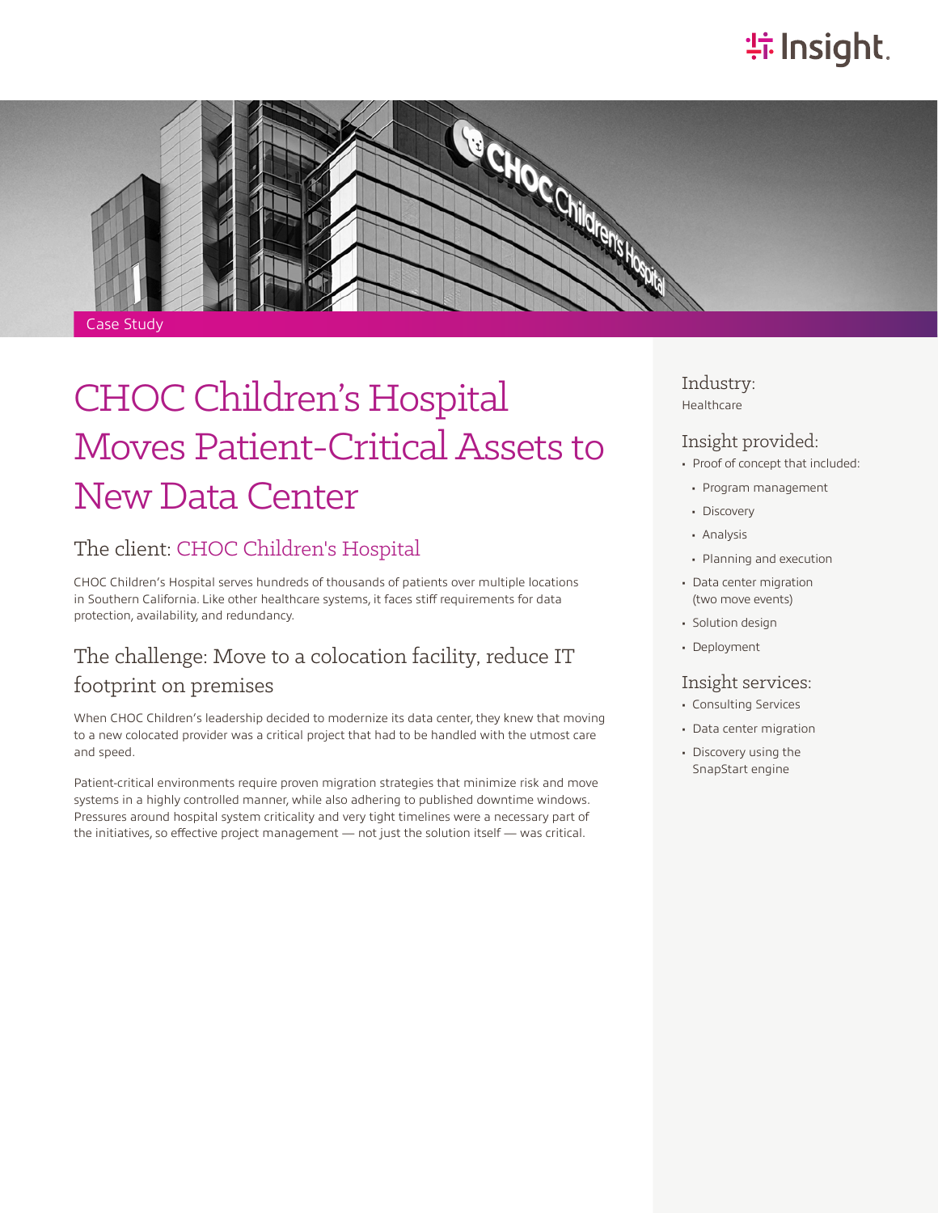Case Study

# CHOC Children's Hospital Moves Patient-Critical Assets to New Data Center

## The client: CHOC Children's Hospital

CHOC Children's Hospital serves hundreds of thousands of patients over multiple locations in Southern California. Like other healthcare systems, it faces stiff requirements for data protection, availability, and redundancy.

## The challenge: Move to a colocation facility, reduce IT footprint on premises

When CHOC Children's leadership decided to modernize its data center, they knew that moving to a new colocated provider was a critical project that had to be handled with the utmost care and speed.

Patient-critical environments require proven migration strategies that minimize risk and move systems in a highly controlled manner, while also adhering to published downtime windows. Pressures around hospital system criticality and very tight timelines were a necessary part of the initiatives, so effective project management — not just the solution itself — was critical.

### Industry:

Healthcare

### Insight provided:

- Proof of concept that included:
  - Program management
  - Discovery
  - Analysis
  - Planning and execution
- Data center migration (two move events)
- Solution design
- Deployment

### Insight services:

- Consulting Services
- Data center migration
- Discovery using the SnapStart engine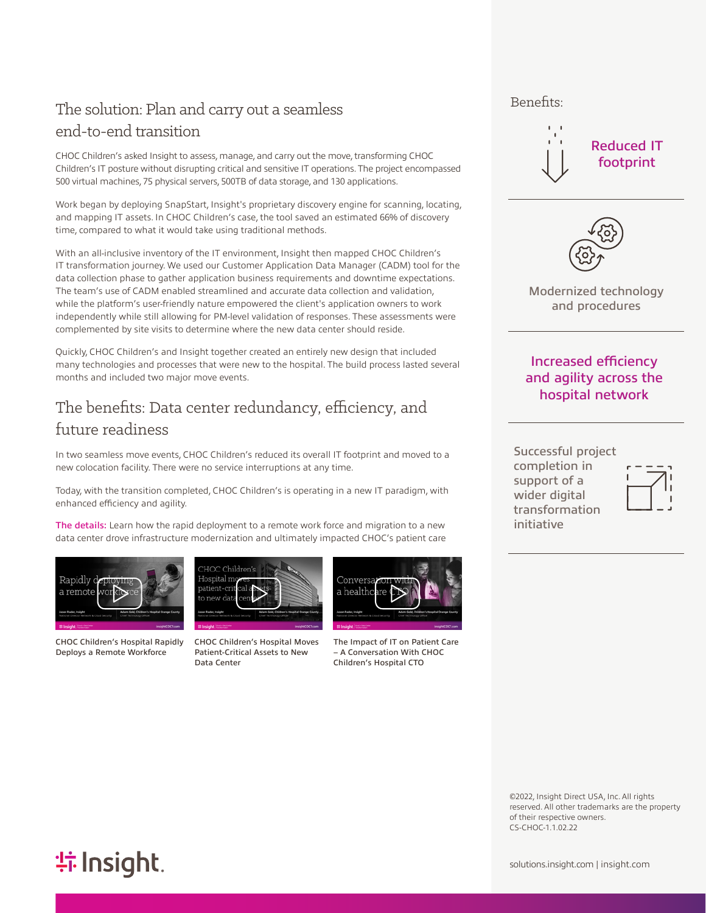## The solution: Plan and carry out a seamless end-to-end transition

CHOC Children's asked Insight to assess, manage, and carry out the move, transforming CHOC Children's IT posture without disrupting critical and sensitive IT operations. The project encompassed 500 virtual machines, 75 physical servers, 500TB of data storage, and 130 applications.

Work began by deploying SnapStart, Insight's proprietary discovery engine for scanning, locating, and mapping IT assets. In CHOC Children's case, the tool saved an estimated 66% of discovery time, compared to what it would take using traditional methods.

With an all-inclusive inventory of the IT environment, Insight then mapped CHOC Children's IT transformation journey. We used our Customer Application Data Manager (CADM) tool for the data collection phase to gather application business requirements and downtime expectations. The team's use of CADM enabled streamlined and accurate data collection and validation, while the platform's user-friendly nature empowered the client's application owners to work independently while still allowing for PM-level validation of responses. These assessments were complemented by site visits to determine where the new data center should reside.

Quickly, CHOC Children's and Insight together created an entirely new design that included many technologies and processes that were new to the hospital. The build process lasted several months and included two major move events.

## The benefits: Data center redundancy, efficiency, and future readiness

In two seamless move events, CHOC Children's reduced its overall IT footprint and moved to a new colocation facility. There were no service interruptions at any time.

Today, with the transition completed, CHOC Children's is operating in a new IT paradigm, with enhanced efficiency and agility.

**The details:** Learn how the rapid deployment to a remote work force and migration to a new data center drove infrastructure modernization and ultimately impacted CHOC's patient care

CHOC Children's Hospital Rapidly Deploys a Remote Workforce

CHOC Children's Hospital Moves Patient-Critical Assets to New Data Center

The Impact of IT on Patient Care – A Conversation With CHOC Children's Hospital CTO

### Benefits:

**Reduced IT footprint**

Modernized technology and procedures

**Increased efficiency and agility across the hospital network**

Successful project completion in support of a wider digital transformation initiative

©2022, Insight Direct USA, Inc. All rights reserved. All other trademarks are the property of their respective owners. CS-CHOC-1.1.02.22

solutions.insight.com | insight.com